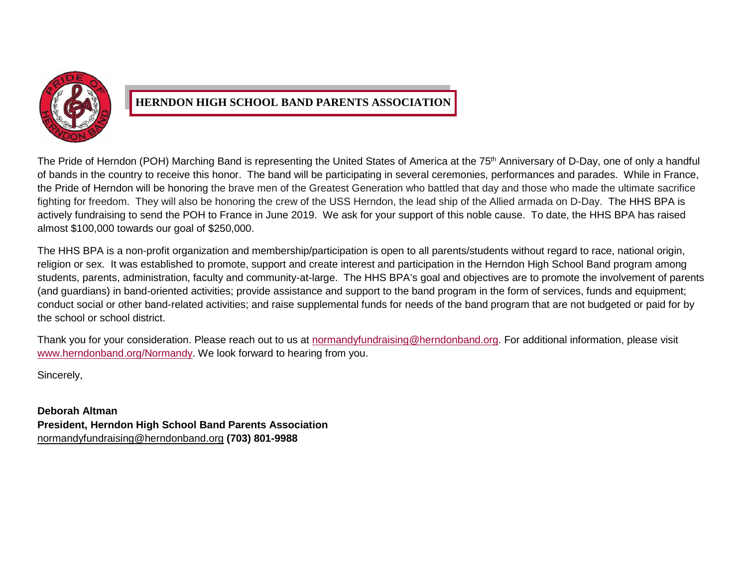# HERNDON HIGH SCHOOL BAND PARENTS ASSOCIATION

The Pride of Herndon (POH) Marching Band is representing the United States of America at the 75th Anniversary of D-Day, one of only a handful of bands in the country to receive this honor. The band will be participating in several ceremonies, performances and parades. While in France, the Pride of Herndon will be honoring the brave men of the Greatest Generation who battled that day and those who made the ultimate sacrifice fighting for freedom. They will also be honoring the crew of the USS Herndon, the lead ship of the Allied armada on D-Day. The HHS BPA is actively fundraising to send the POH to France in June 2019. We ask for your support of this noble cause. To date, the HHS BPA has raised almost $100,000 towards our goal of $250,000.

The HHS BPA is a non-profit organization and membership/participation is open to all parents/students without regard to race, national origin, religion or sex. It was established to promote, support and create interest and participation in the Herndon High School Band program among students, parents, administration, faculty and community-at-large. The HHS BPA's goal and objectives are to promote the involvement of parents (and guardians) in band-oriented activities; provide assistance and support to the band program in the form of services, funds and equipment; conduct social or other band-related activities; and raise supplemental funds for needs of the band program that are not budgeted or paid for by the school or school district.

Thank you for your consideration. Please reach out to us at normandyfundraising@herndonband.org. For additional information, please visit www.herndonband.org/Normandy. We look forward to hearing from you.

Sincerely,

**Deborah Altman**
**President, Herndon High School Band Parents Association**
normandyfundraising@herndonband.org **(703) 801-9988**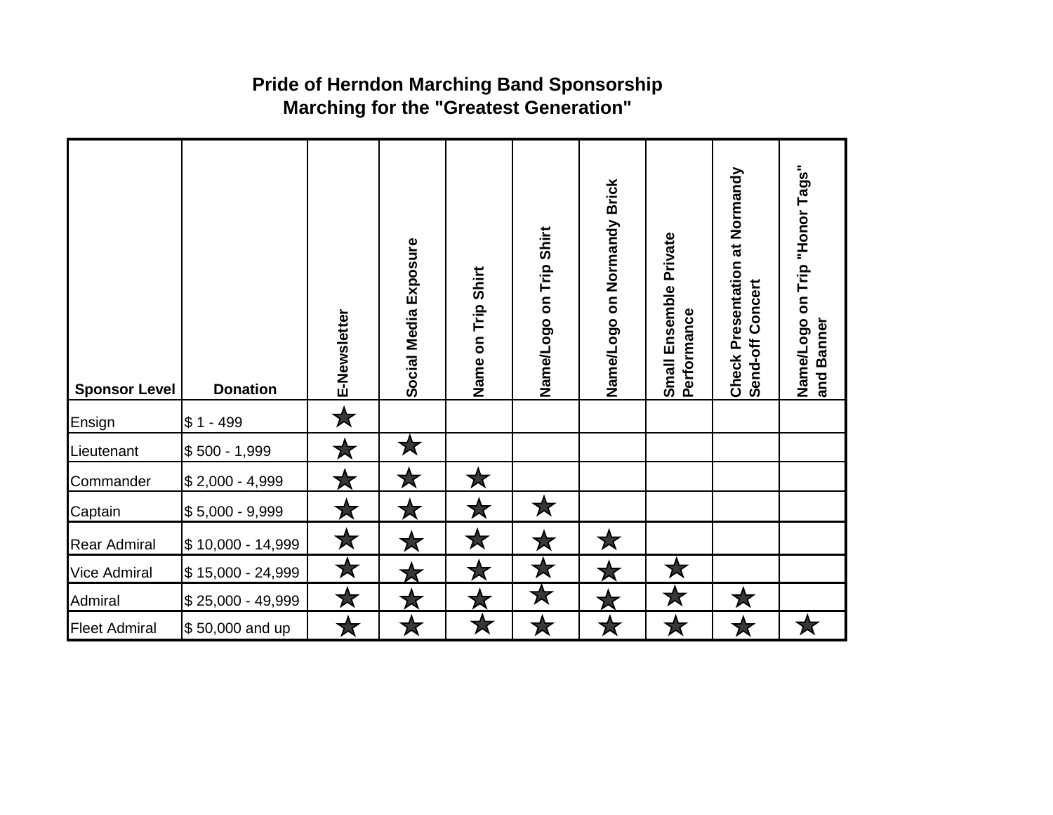**Pride of Herndon Marching Band Sponsorship**
**Marching for the "Greatest Generation"**

| Sponsor Level | Donation | E-Newsletter | Social Media Exposure | Name on Trip Shirt | Name/Logo on Trip Shirt | Name/Logo on Normandy Brick | Small Ensemble Private Performance | Check Presentation at Normandy Send-off Concert | Name/Logo on Trip "Honor Tags" and Banner |
|---|---|---|---|---|---|---|---|---|---|
| Ensign | $ 1 - 499 | ★ | | | | | | | |
| Lieutenant | $ 500 - 1,999 | ★ | ★ | | | | | | |
| Commander | $ 2,000 - 4,999 | ★ | ★ | ★ | | | | | |
| Captain | $ 5,000 - 9,999 | ★ | ★ | ★ | ★ | | | | |
| Rear Admiral | $ 10,000 - 14,999 | ★ | ★ | ★ | ★ | ★ | | | |
| Vice Admiral | $ 15,000 - 24,999 | ★ | ★ | ★ | ★ | ★ | ★ | | |
| Admiral | $ 25,000 - 49,999 | ★ | ★ | ★ | ★ | ★ | ★ | ★ | |
| Fleet Admiral | $ 50,000 and up | ★ | ★ | ★ | ★ | ★ | ★ | ★ | ★ |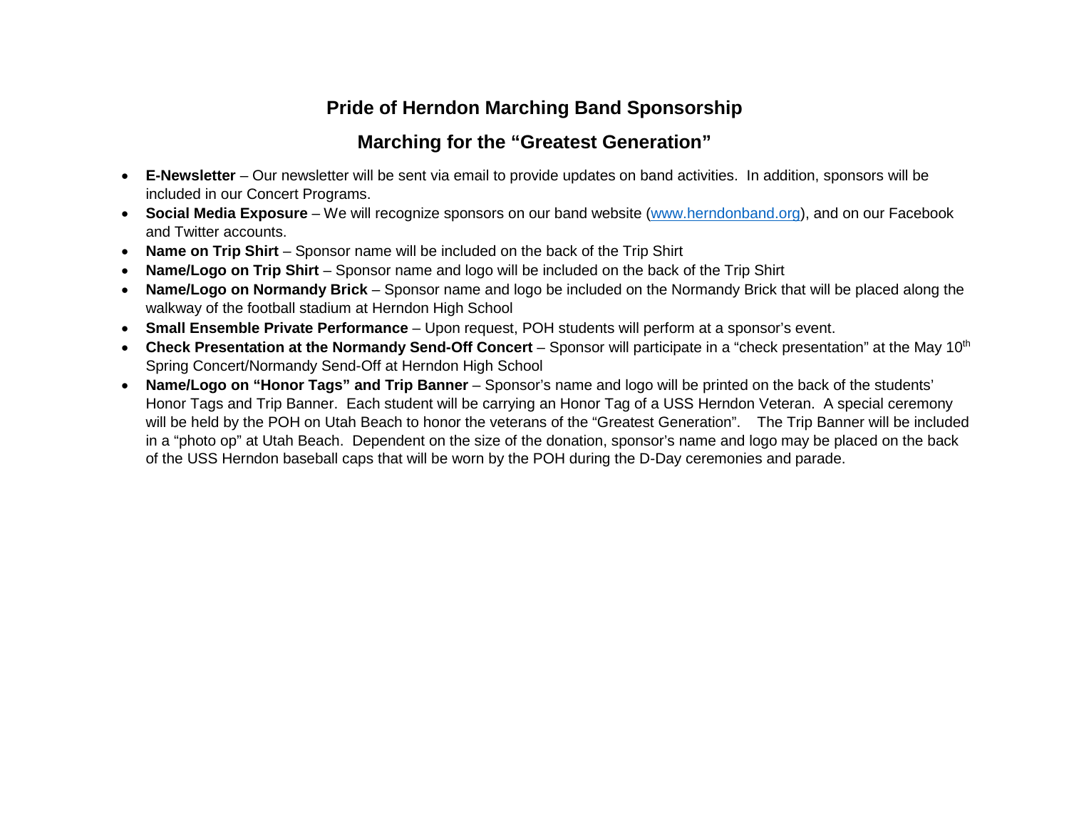## Pride of Herndon Marching Band Sponsorship

## Marching for the "Greatest Generation"

- **E-Newsletter** – Our newsletter will be sent via email to provide updates on band activities. In addition, sponsors will be included in our Concert Programs.
- **Social Media Exposure** – We will recognize sponsors on our band website (www.herndonband.org), and on our Facebook and Twitter accounts.
- **Name on Trip Shirt** – Sponsor name will be included on the back of the Trip Shirt
- **Name/Logo on Trip Shirt** – Sponsor name and logo will be included on the back of the Trip Shirt
- **Name/Logo on Normandy Brick** – Sponsor name and logo be included on the Normandy Brick that will be placed along the walkway of the football stadium at Herndon High School
- **Small Ensemble Private Performance** – Upon request, POH students will perform at a sponsor's event.
- **Check Presentation at the Normandy Send-Off Concert** – Sponsor will participate in a "check presentation" at the May 10th Spring Concert/Normandy Send-Off at Herndon High School
- **Name/Logo on "Honor Tags" and Trip Banner** – Sponsor's name and logo will be printed on the back of the students' Honor Tags and Trip Banner. Each student will be carrying an Honor Tag of a USS Herndon Veteran. A special ceremony will be held by the POH on Utah Beach to honor the veterans of the "Greatest Generation". The Trip Banner will be included in a "photo op" at Utah Beach. Dependent on the size of the donation, sponsor's name and logo may be placed on the back of the USS Herndon baseball caps that will be worn by the POH during the D-Day ceremonies and parade.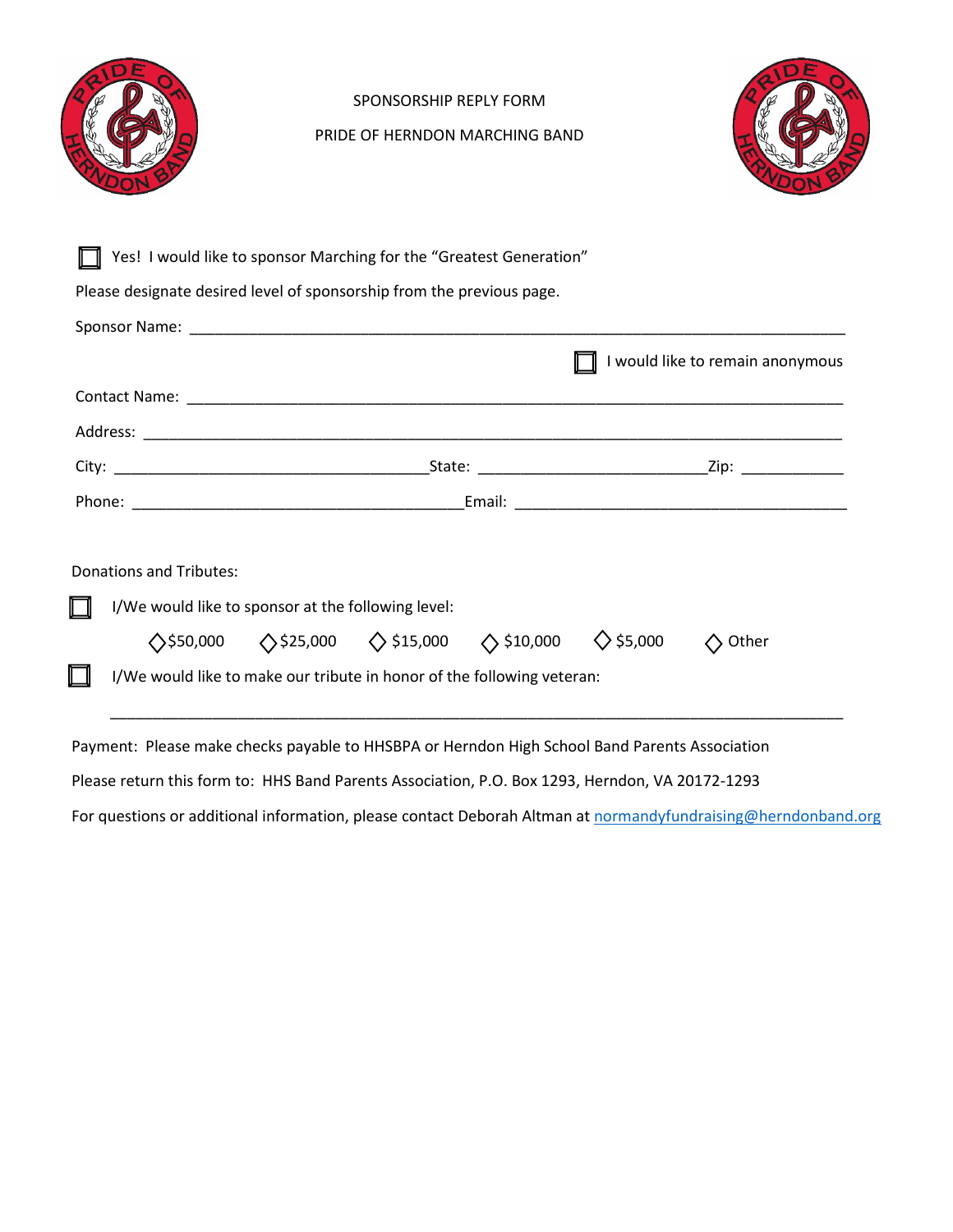SPONSORSHIP REPLY FORM

PRIDE OF HERNDON MARCHING BAND

☐ Yes! I would like to sponsor Marching for the "Greatest Generation"

Please designate desired level of sponsorship from the previous page.

Sponsor Name: ______________________________________________________________________

☐ I would like to remain anonymous

Contact Name: ______________________________________________________________________

Address: ___________________________________________________________________________

City: ____________________________________State: __________________________Zip: ____________

Phone: ______________________________________Email: ______________________________________

Donations and Tributes:

☐ I/We would like to sponsor at the following level:

◇ $50,000 ◇ $25,000 ◇ $15,000 ◇ $10,000 ◇ $5,000 ◇ Other

☐ I/We would like to make our tribute in honor of the following veteran:

_____________________________________________________________________________________

Payment: Please make checks payable to HHSBPA or Herndon High School Band Parents Association

Please return this form to: HHS Band Parents Association, P.O. Box 1293, Herndon, VA 20172-1293

For questions or additional information, please contact Deborah Altman at normandyfundraising@herndonband.org